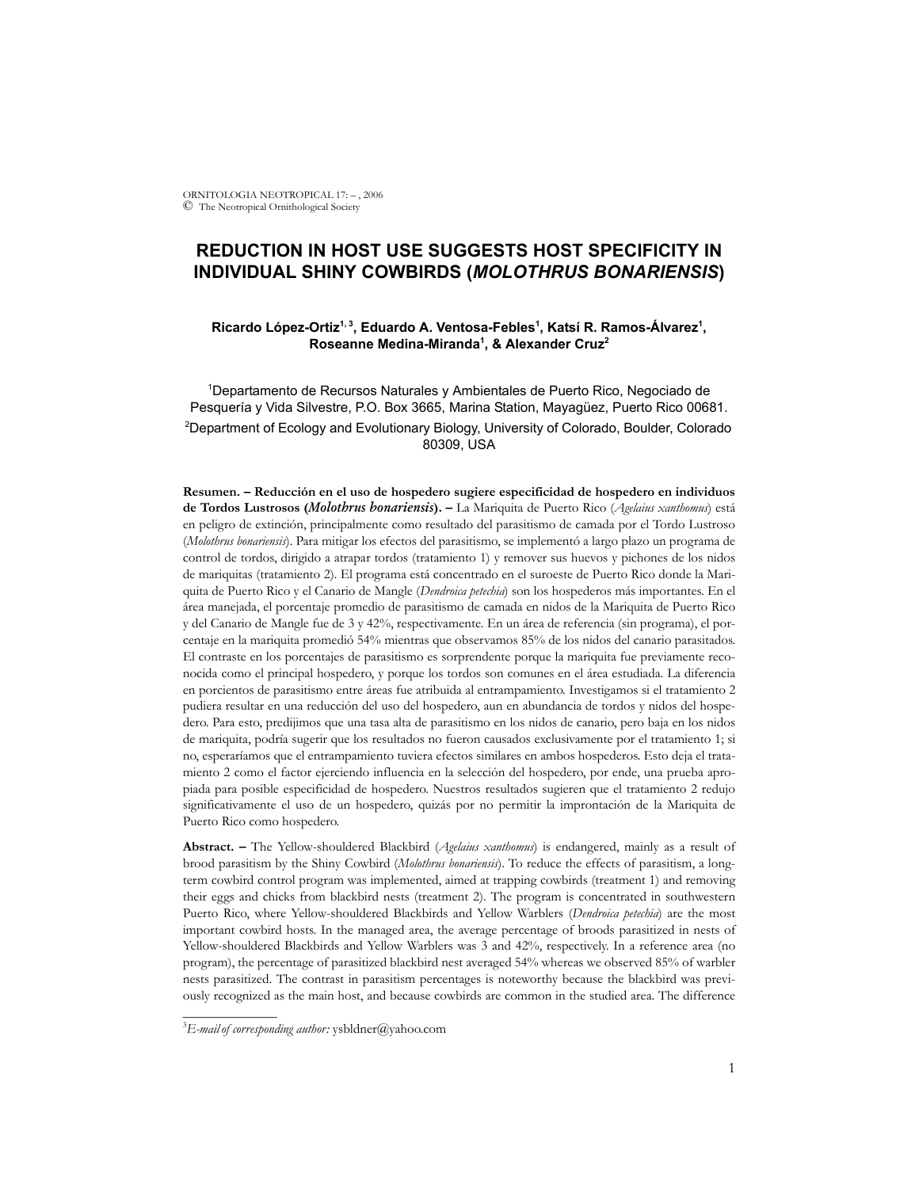# REDUCTION IN HOST USE SUGGESTS HOST SPECIFICITY IN INDIVIDUAL SHINY COWBIRDS (*MOLOTHRUS BONARIENSIS*)

**Ricardo López-Ortiz[1, 3], Eduardo A. Ventosa-Febles[1], Katsí R. Ramos-Álvarez[1], Roseanne Medina-Miranda[1], & Alexander Cruz[2]**

[1]Departamento de Recursos Naturales y Ambientales de Puerto Rico, Negociado de Pesquería y Vida Silvestre, P.O. Box 3665, Marina Station, Mayagüez, Puerto Rico 00681.

[2]Department of Ecology and Evolutionary Biology, University of Colorado, Boulder, Colorado 80309, USA

**Resumen. – Reducción en el uso de hospedero sugiere especificidad de hospedero en individuos de Tordos Lustrosos (*Molothrus bonariensis*). –** La Mariquita de Puerto Rico (*Agelaius xanthomus*) está en peligro de extinción, principalmente como resultado del parasitismo de camada por el Tordo Lustroso (*Molothrus bonariensis*). Para mitigar los efectos del parasitismo, se implementó a largo plazo un programa de control de tordos, dirigido a atrapar tordos (tratamiento 1) y remover sus huevos y pichones de los nidos de mariquitas (tratamiento 2). El programa está concentrado en el suroeste de Puerto Rico donde la Mariquita de Puerto Rico y el Canario de Mangle (*Dendroica petechia*) son los hospederos más importantes. En el área manejada, el porcentaje promedio de parasitismo de camada en nidos de la Mariquita de Puerto Rico y del Canario de Mangle fue de 3 y 42%, respectivamente. En un área de referencia (sin programa), el porcentaje en la mariquita promedió 54% mientras que observamos 85% de los nidos del canario parasitados. El contraste en los porcentajes de parasitismo es sorprendente porque la mariquita fue previamente reconocida como el principal hospedero, y porque los tordos son comunes en el área estudiada. La diferencia en porcientos de parasitismo entre áreas fue atribuida al entrampamiento. Investigamos si el tratamiento 2 pudiera resultar en una reducción del uso del hospedero, aun en abundancia de tordos y nidos del hospedero. Para esto, predijimos que una tasa alta de parasitismo en los nidos de canario, pero baja en los nidos de mariquita, podría sugerir que los resultados no fueron causados exclusivamente por el tratamiento 1; si no, esperaríamos que el entrampamiento tuviera efectos similares en ambos hospederos. Esto deja el tratamiento 2 como el factor ejerciendo influencia en la selección del hospedero, por ende, una prueba apropiada para posible especificidad de hospedero. Nuestros resultados sugieren que el tratamiento 2 redujo significativamente el uso de un hospedero, quizás por no permitir la improntación de la Mariquita de Puerto Rico como hospedero.

**Abstract. –** The Yellow-shouldered Blackbird (*Agelaius xanthomus*) is endangered, mainly as a result of brood parasitism by the Shiny Cowbird (*Molothrus bonariensis*). To reduce the effects of parasitism, a long-term cowbird control program was implemented, aimed at trapping cowbirds (treatment 1) and removing their eggs and chicks from blackbird nests (treatment 2). The program is concentrated in southwestern Puerto Rico, where Yellow-shouldered Blackbirds and Yellow Warblers (*Dendroica petechia*) are the most important cowbird hosts. In the managed area, the average percentage of broods parasitized in nests of Yellow-shouldered Blackbirds and Yellow Warblers was 3 and 42%, respectively. In a reference area (no program), the percentage of parasitized blackbird nest averaged 54% whereas we observed 85% of warbler nests parasitized. The contrast in parasitism percentages is noteworthy because the blackbird was previously recognized as the main host, and because cowbirds are common in the studied area. The difference

[3]*E-mail of corresponding author:* ysbldner@yahoo.com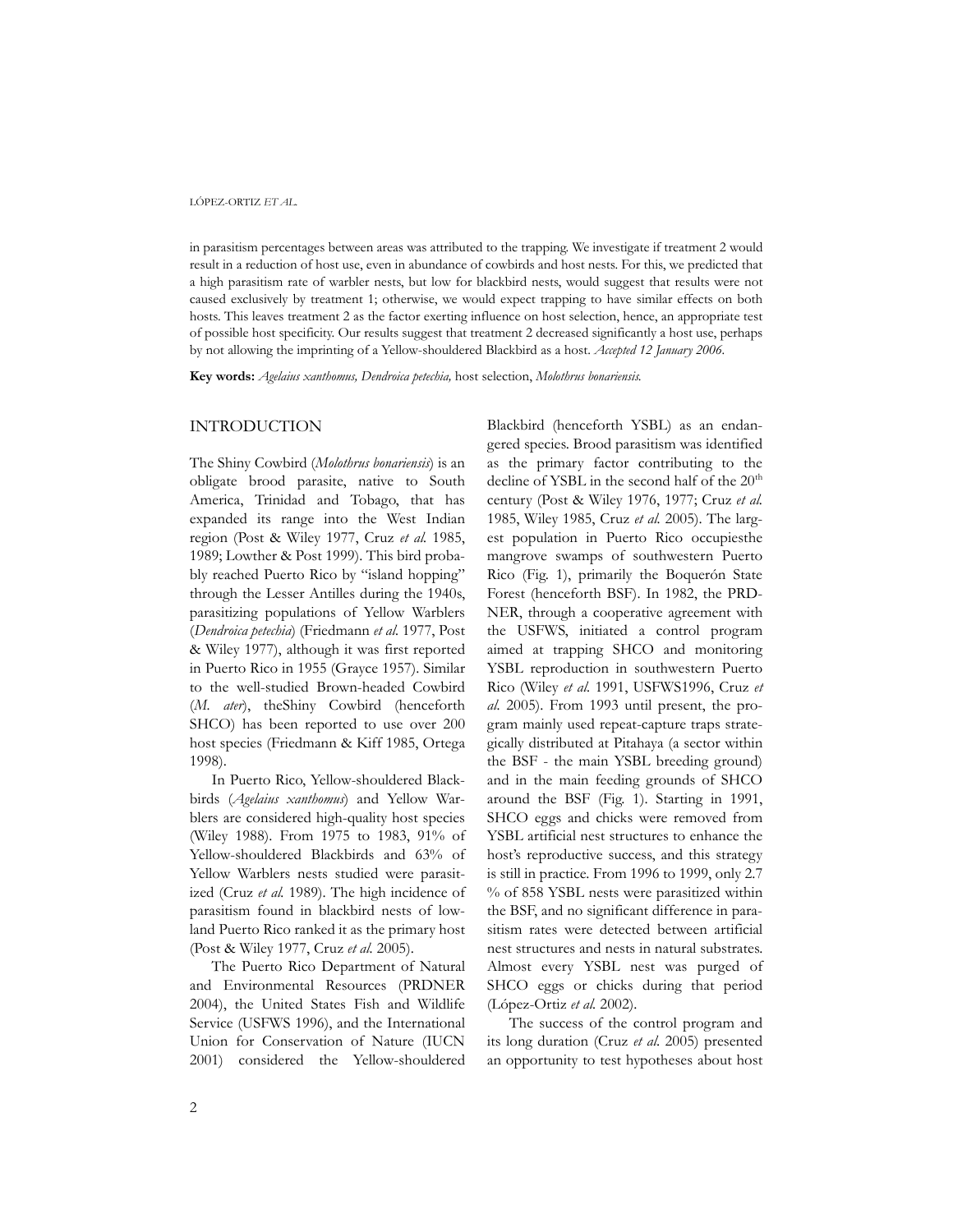in parasitism percentages between areas was attributed to the trapping. We investigate if treatment 2 would result in a reduction of host use, even in abundance of cowbirds and host nests. For this, we predicted that a high parasitism rate of warbler nests, but low for blackbird nests, would suggest that results were not caused exclusively by treatment 1; otherwise, we would expect trapping to have similar effects on both hosts. This leaves treatment 2 as the factor exerting influence on host selection, hence, an appropriate test of possible host specificity. Our results suggest that treatment 2 decreased significantly a host use, perhaps by not allowing the imprinting of a Yellow-shouldered Blackbird as a host. *Accepted 12 January 2006.*

**Key words:** *Agelaius xanthomus, Dendroica petechia,* host selection, *Molothrus bonariensis.*

## INTRODUCTION

The Shiny Cowbird (*Molothrus bonariensis*) is an obligate brood parasite, native to South America, Trinidad and Tobago, that has expanded its range into the West Indian region (Post & Wiley 1977, Cruz *et al.* 1985, 1989; Lowther & Post 1999). This bird probably reached Puerto Rico by "island hopping" through the Lesser Antilles during the 1940s, parasitizing populations of Yellow Warblers (*Dendroica petechia*) (Friedmann *et al.* 1977, Post & Wiley 1977), although it was first reported in Puerto Rico in 1955 (Grayce 1957). Similar to the well-studied Brown-headed Cowbird (*M. ater*), theShiny Cowbird (henceforth SHCO) has been reported to use over 200 host species (Friedmann & Kiff 1985, Ortega 1998).

In Puerto Rico, Yellow-shouldered Blackbirds (*Agelaius xanthomus*) and Yellow Warblers are considered high-quality host species (Wiley 1988). From 1975 to 1983, 91% of Yellow-shouldered Blackbirds and 63% of Yellow Warblers nests studied were parasitized (Cruz *et al.* 1989). The high incidence of parasitism found in blackbird nests of lowland Puerto Rico ranked it as the primary host (Post & Wiley 1977, Cruz *et al.* 2005).

The Puerto Rico Department of Natural and Environmental Resources (PRDNER 2004), the United States Fish and Wildlife Service (USFWS 1996), and the International Union for Conservation of Nature (IUCN 2001) considered the Yellow-shouldered Blackbird (henceforth YSBL) as an endangered species. Brood parasitism was identified as the primary factor contributing to the decline of YSBL in the second half of the 20th century (Post & Wiley 1976, 1977; Cruz *et al.* 1985, Wiley 1985, Cruz *et al.* 2005). The largest population in Puerto Rico occupiesthe mangrove swamps of southwestern Puerto Rico (Fig. 1), primarily the Boquerón State Forest (henceforth BSF). In 1982, the PRDNER, through a cooperative agreement with the USFWS, initiated a control program aimed at trapping SHCO and monitoring YSBL reproduction in southwestern Puerto Rico (Wiley *et al.* 1991, USFWS1996, Cruz *et al.* 2005). From 1993 until present, the program mainly used repeat-capture traps strategically distributed at Pitahaya (a sector within the BSF - the main YSBL breeding ground) and in the main feeding grounds of SHCO around the BSF (Fig. 1). Starting in 1991, SHCO eggs and chicks were removed from YSBL artificial nest structures to enhance the host's reproductive success, and this strategy is still in practice. From 1996 to 1999, only 2.7 % of 858 YSBL nests were parasitized within the BSF, and no significant difference in parasitism rates were detected between artificial nest structures and nests in natural substrates. Almost every YSBL nest was purged of SHCO eggs or chicks during that period (López-Ortiz *et al.* 2002).

The success of the control program and its long duration (Cruz *et al.* 2005) presented an opportunity to test hypotheses about host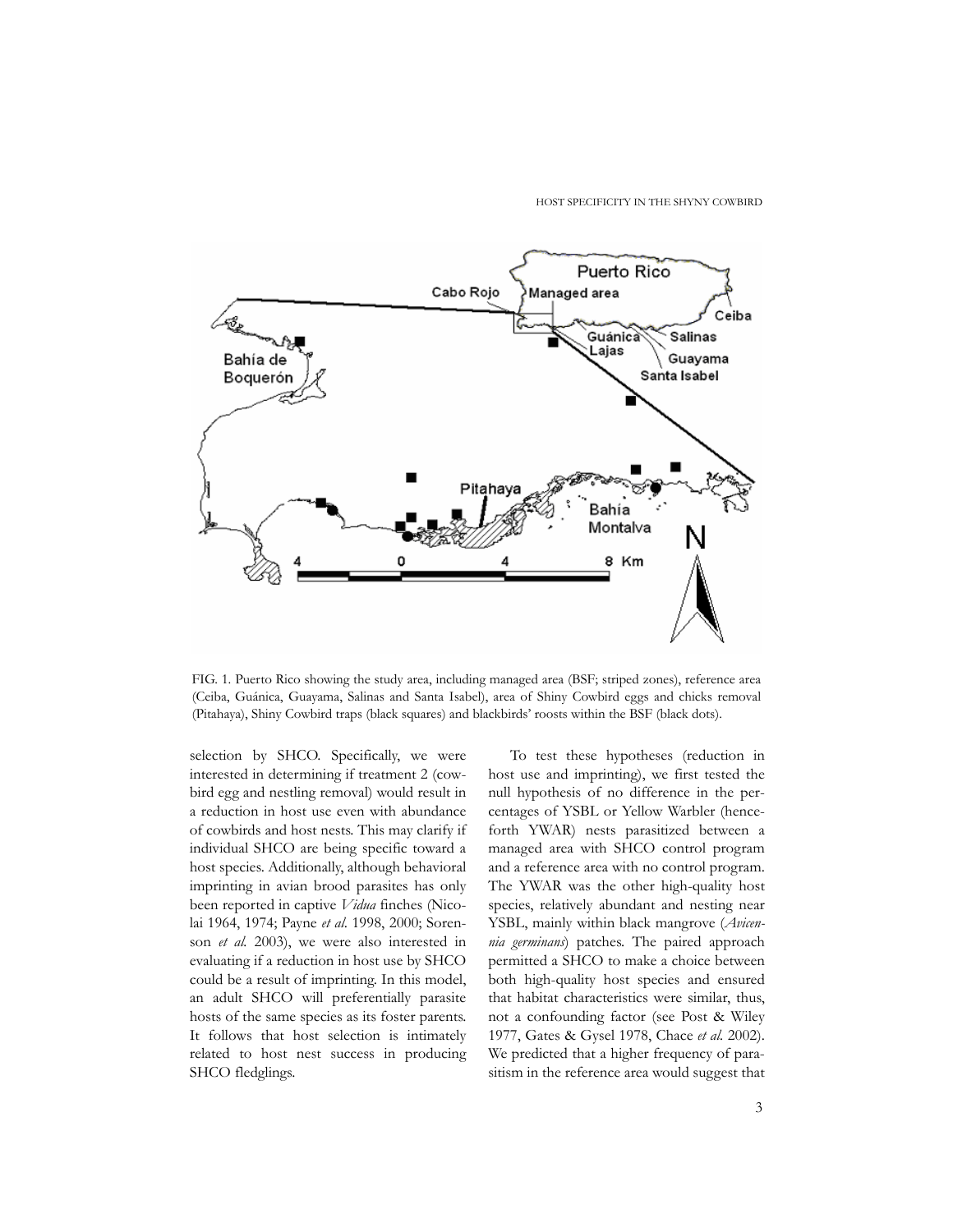FIG. 1. Puerto Rico showing the study area, including managed area (BSF; striped zones), reference area (Ceiba, Guánica, Guayama, Salinas and Santa Isabel), area of Shiny Cowbird eggs and chicks removal (Pitahaya), Shiny Cowbird traps (black squares) and blackbirds' roosts within the BSF (black dots).

selection by SHCO. Specifically, we were interested in determining if treatment 2 (cowbird egg and nestling removal) would result in a reduction in host use even with abundance of cowbirds and host nests. This may clarify if individual SHCO are being specific toward a host species. Additionally, although behavioral imprinting in avian brood parasites has only been reported in captive *Vidua* finches (Nicolai 1964, 1974; Payne *et al.* 1998, 2000; Sorenson *et al.* 2003), we were also interested in evaluating if a reduction in host use by SHCO could be a result of imprinting. In this model, an adult SHCO will preferentially parasite hosts of the same species as its foster parents. It follows that host selection is intimately related to host nest success in producing SHCO fledglings.

To test these hypotheses (reduction in host use and imprinting), we first tested the null hypothesis of no difference in the percentages of YSBL or Yellow Warbler (henceforth YWAR) nests parasitized between a managed area with SHCO control program and a reference area with no control program. The YWAR was the other high-quality host species, relatively abundant and nesting near YSBL, mainly within black mangrove (*Avicennia germinans*) patches. The paired approach permitted a SHCO to make a choice between both high-quality host species and ensured that habitat characteristics were similar, thus, not a confounding factor (see Post & Wiley 1977, Gates & Gysel 1978, Chace *et al.* 2002). We predicted that a higher frequency of parasitism in the reference area would suggest that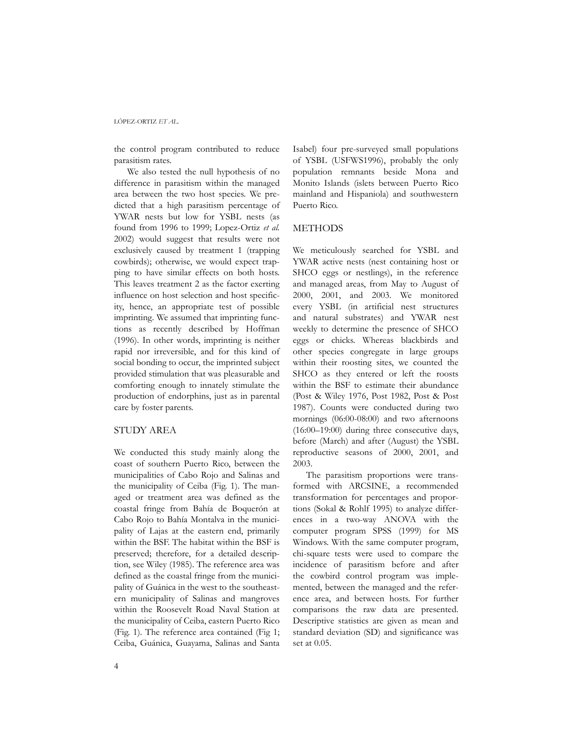the control program contributed to reduce parasitism rates.

We also tested the null hypothesis of no difference in parasitism within the managed area between the two host species. We predicted that a high parasitism percentage of YWAR nests but low for YSBL nests (as found from 1996 to 1999; Lopez-Ortiz *et al.* 2002) would suggest that results were not exclusively caused by treatment 1 (trapping cowbirds); otherwise, we would expect trapping to have similar effects on both hosts. This leaves treatment 2 as the factor exerting influence on host selection and host specificity, hence, an appropriate test of possible imprinting. We assumed that imprinting functions as recently described by Hoffman (1996). In other words, imprinting is neither rapid nor irreversible, and for this kind of social bonding to occur, the imprinted subject provided stimulation that was pleasurable and comforting enough to innately stimulate the production of endorphins, just as in parental care by foster parents.

## STUDY AREA

We conducted this study mainly along the coast of southern Puerto Rico, between the municipalities of Cabo Rojo and Salinas and the municipality of Ceiba (Fig. 1). The managed or treatment area was defined as the coastal fringe from Bahía de Boquerón at Cabo Rojo to Bahía Montalva in the municipality of Lajas at the eastern end, primarily within the BSF. The habitat within the BSF is preserved; therefore, for a detailed description, see Wiley (1985). The reference area was defined as the coastal fringe from the municipality of Guánica in the west to the southeastern municipality of Salinas and mangroves within the Roosevelt Road Naval Station at the municipality of Ceiba, eastern Puerto Rico (Fig. 1). The reference area contained (Fig 1; Ceiba, Guánica, Guayama, Salinas and Santa Isabel) four pre-surveyed small populations of YSBL (USFWS1996), probably the only population remnants beside Mona and Monito Islands (islets between Puerto Rico mainland and Hispaniola) and southwestern Puerto Rico.

## METHODS

We meticulously searched for YSBL and YWAR active nests (nest containing host or SHCO eggs or nestlings), in the reference and managed areas, from May to August of 2000, 2001, and 2003. We monitored every YSBL (in artificial nest structures and natural substrates) and YWAR nest weekly to determine the presence of SHCO eggs or chicks. Whereas blackbirds and other species congregate in large groups within their roosting sites, we counted the SHCO as they entered or left the roosts within the BSF to estimate their abundance (Post & Wiley 1976, Post 1982, Post & Post 1987). Counts were conducted during two mornings (06:00-08:00) and two afternoons (16:00–19:00) during three consecutive days, before (March) and after (August) the YSBL reproductive seasons of 2000, 2001, and 2003.

The parasitism proportions were transformed with ARCSINE, a recommended transformation for percentages and proportions (Sokal & Rohlf 1995) to analyze differences in a two-way ANOVA with the computer program SPSS (1999) for MS Windows. With the same computer program, chi-square tests were used to compare the incidence of parasitism before and after the cowbird control program was implemented, between the managed and the reference area, and between hosts. For further comparisons the raw data are presented. Descriptive statistics are given as mean and standard deviation (SD) and significance was set at 0.05.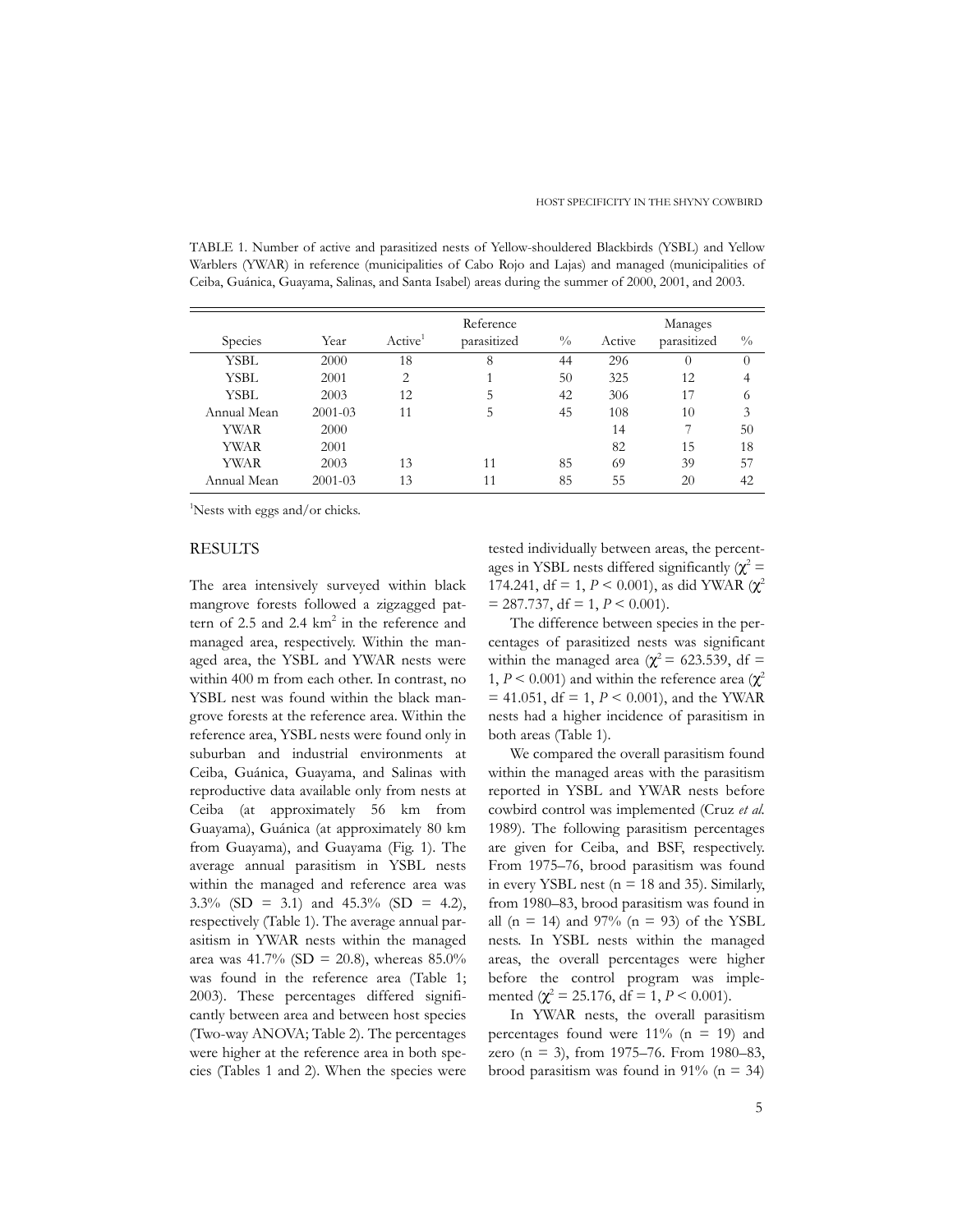TABLE 1. Number of active and parasitized nests of Yellow-shouldered Blackbirds (YSBL) and Yellow Warblers (YWAR) in reference (municipalities of Cabo Rojo and Lajas) and managed (municipalities of Ceiba, Guánica, Guayama, Salinas, and Santa Isabel) areas during the summer of 2000, 2001, and 2003.

| | | Reference | | | Manages | | |
|---|---|---|---|---|---|---|---|
| Species | Year | Active[1] | parasitized | % | Active | parasitized | % |
| YSBL | 2000 | 18 | 8 | 44 | 296 | 0 | 0 |
| YSBL | 2001 | 2 | 1 | 50 | 325 | 12 | 4 |
| YSBL | 2003 | 12 | 5 | 42 | 306 | 17 | 6 |
| Annual Mean | 2001-03 | 11 | 5 | 45 | 108 | 10 | 3 |
| YWAR | 2000 | | | | 14 | 7 | 50 |
| YWAR | 2001 | | | | 82 | 15 | 18 |
| YWAR | 2003 | 13 | 11 | 85 | 69 | 39 | 57 |
| Annual Mean | 2001-03 | 13 | 11 | 85 | 55 | 20 | 42 |

[1]Nests with eggs and/or chicks.

## RESULTS

The area intensively surveyed within black mangrove forests followed a zigzagged pattern of 2.5 and 2.4 km$^2$ in the reference and managed area, respectively. Within the managed area, the YSBL and YWAR nests were within 400 m from each other. In contrast, no YSBL nest was found within the black mangrove forests at the reference area. Within the reference area, YSBL nests were found only in suburban and industrial environments at Ceiba, Guánica, Guayama, and Salinas with reproductive data available only from nests at Ceiba (at approximately 56 km from Guayama), Guánica (at approximately 80 km from Guayama), and Guayama (Fig. 1). The average annual parasitism in YSBL nests within the managed and reference area was 3.3% (SD = 3.1) and 45.3% (SD = 4.2), respectively (Table 1). The average annual parasitism in YWAR nests within the managed area was 41.7% (SD = 20.8), whereas 85.0% was found in the reference area (Table 1; 2003). These percentages differed significantly between area and between host species (Two-way ANOVA; Table 2). The percentages were higher at the reference area in both species (Tables 1 and 2). When the species were tested individually between areas, the percentages in YSBL nests differed significantly ($\chi^2$ = 174.241, df = 1, $P < 0.001$), as did YWAR ($\chi^2$ = 287.737, df = 1, $P < 0.001$).

The difference between species in the percentages of parasitized nests was significant within the managed area ($\chi^2$ = 623.539, df = 1, $P < 0.001$) and within the reference area ($\chi^2$ = 41.051, df = 1, $P < 0.001$), and the YWAR nests had a higher incidence of parasitism in both areas (Table 1).

We compared the overall parasitism found within the managed areas with the parasitism reported in YSBL and YWAR nests before cowbird control was implemented (Cruz *et al.* 1989). The following parasitism percentages are given for Ceiba, and BSF, respectively. From 1975–76, brood parasitism was found in every YSBL nest (n = 18 and 35). Similarly, from 1980–83, brood parasitism was found in all (n = 14) and 97% (n = 93) of the YSBL nests. In YSBL nests within the managed areas, the overall percentages were higher before the control program was implemented ($\chi^2$ = 25.176, df = 1, $P < 0.001$).

In YWAR nests, the overall parasitism percentages found were 11% (n = 19) and zero (n = 3), from 1975–76. From 1980–83, brood parasitism was found in 91% (n = 34)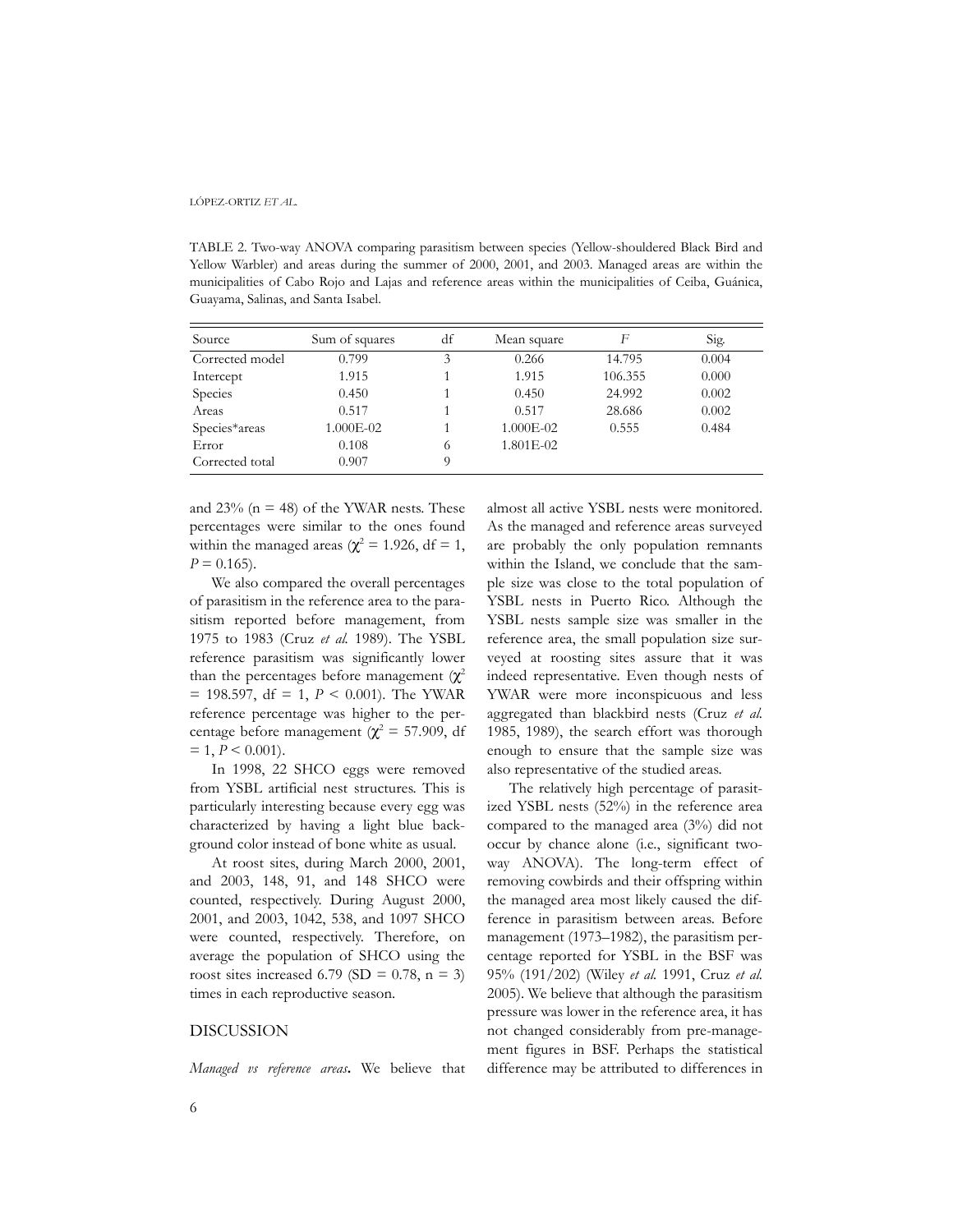TABLE 2. Two-way ANOVA comparing parasitism between species (Yellow-shouldered Black Bird and Yellow Warbler) and areas during the summer of 2000, 2001, and 2003. Managed areas are within the municipalities of Cabo Rojo and Lajas and reference areas within the municipalities of Ceiba, Guánica, Guayama, Salinas, and Santa Isabel.

| Source | Sum of squares | df | Mean square | *F* | Sig. |
|---|---|---|---|---|---|
| Corrected model | 0.799 | 3 | 0.266 | 14.795 | 0.004 |
| Intercept | 1.915 | 1 | 1.915 | 106.355 | 0.000 |
| Species | 0.450 | 1 | 0.450 | 24.992 | 0.002 |
| Areas | 0.517 | 1 | 0.517 | 28.686 | 0.002 |
| Species*areas | 1.000E-02 | 1 | 1.000E-02 | 0.555 | 0.484 |
| Error | 0.108 | 6 | 1.801E-02 | | |
| Corrected total | 0.907 | 9 | | | |

and 23% (n = 48) of the YWAR nests. These percentages were similar to the ones found within the managed areas ($\chi^2 = 1.926$, df = 1, $P = 0.165$).

We also compared the overall percentages of parasitism in the reference area to the parasitism reported before management, from 1975 to 1983 (Cruz *et al.* 1989). The YSBL reference parasitism was significantly lower than the percentages before management ($\chi^2 = 198.597$, df = 1, $P < 0.001$). The YWAR reference percentage was higher to the percentage before management ($\chi^2 = 57.909$, df = 1, $P < 0.001$).

In 1998, 22 SHCO eggs were removed from YSBL artificial nest structures. This is particularly interesting because every egg was characterized by having a light blue background color instead of bone white as usual.

At roost sites, during March 2000, 2001, and 2003, 148, 91, and 148 SHCO were counted, respectively. During August 2000, 2001, and 2003, 1042, 538, and 1097 SHCO were counted, respectively. Therefore, on average the population of SHCO using the roost sites increased 6.79 (SD = 0.78, n = 3) times in each reproductive season.

## DISCUSSION

***Managed vs reference areas*.** We believe that almost all active YSBL nests were monitored. As the managed and reference areas surveyed are probably the only population remnants within the Island, we conclude that the sample size was close to the total population of YSBL nests in Puerto Rico. Although the YSBL nests sample size was smaller in the reference area, the small population size surveyed at roosting sites assure that it was indeed representative. Even though nests of YWAR were more inconspicuous and less aggregated than blackbird nests (Cruz *et al.* 1985, 1989), the search effort was thorough enough to ensure that the sample size was also representative of the studied areas.

The relatively high percentage of parasitized YSBL nests (52%) in the reference area compared to the managed area (3%) did not occur by chance alone (i.e., significant two-way ANOVA). The long-term effect of removing cowbirds and their offspring within the managed area most likely caused the difference in parasitism between areas. Before management (1973–1982), the parasitism percentage reported for YSBL in the BSF was 95% (191/202) (Wiley *et al.* 1991, Cruz *et al.* 2005). We believe that although the parasitism pressure was lower in the reference area, it has not changed considerably from pre-management figures in BSF. Perhaps the statistical difference may be attributed to differences in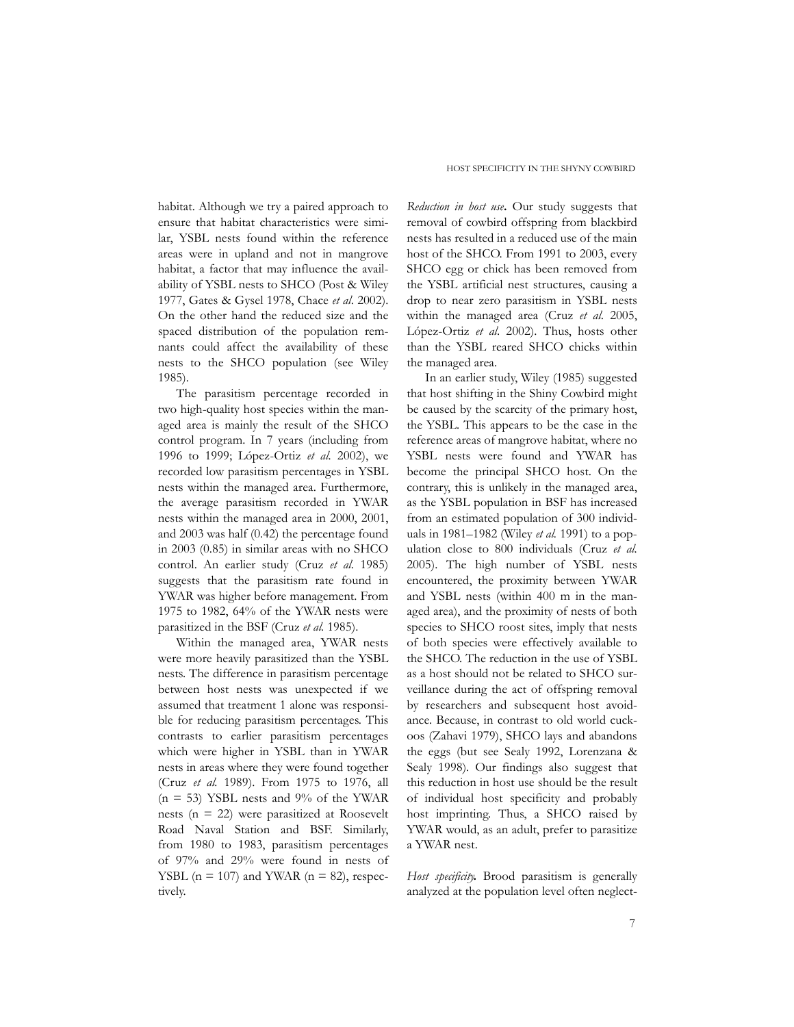habitat. Although we try a paired approach to ensure that habitat characteristics were similar, YSBL nests found within the reference areas were in upland and not in mangrove habitat, a factor that may influence the availability of YSBL nests to SHCO (Post & Wiley 1977, Gates & Gysel 1978, Chace *et al*. 2002). On the other hand the reduced size and the spaced distribution of the population remnants could affect the availability of these nests to the SHCO population (see Wiley 1985).

The parasitism percentage recorded in two high-quality host species within the managed area is mainly the result of the SHCO control program. In 7 years (including from 1996 to 1999; López-Ortiz *et al.* 2002), we recorded low parasitism percentages in YSBL nests within the managed area. Furthermore, the average parasitism recorded in YWAR nests within the managed area in 2000, 2001, and 2003 was half (0.42) the percentage found in 2003 (0.85) in similar areas with no SHCO control. An earlier study (Cruz *et al.* 1985) suggests that the parasitism rate found in YWAR was higher before management. From 1975 to 1982, 64% of the YWAR nests were parasitized in the BSF (Cruz *et al.* 1985).

Within the managed area, YWAR nests were more heavily parasitized than the YSBL nests. The difference in parasitism percentage between host nests was unexpected if we assumed that treatment 1 alone was responsible for reducing parasitism percentages. This contrasts to earlier parasitism percentages which were higher in YSBL than in YWAR nests in areas where they were found together (Cruz *et al.* 1989). From 1975 to 1976, all (n = 53) YSBL nests and 9% of the YWAR nests (n = 22) were parasitized at Roosevelt Road Naval Station and BSF. Similarly, from 1980 to 1983, parasitism percentages of 97% and 29% were found in nests of YSBL (n = 107) and YWAR (n = 82), respectively.

*Reduction in host use***.** Our study suggests that removal of cowbird offspring from blackbird nests has resulted in a reduced use of the main host of the SHCO. From 1991 to 2003, every SHCO egg or chick has been removed from the YSBL artificial nest structures, causing a drop to near zero parasitism in YSBL nests within the managed area (Cruz *et al.* 2005, López-Ortiz *et al*. 2002). Thus, hosts other than the YSBL reared SHCO chicks within the managed area.

In an earlier study, Wiley (1985) suggested that host shifting in the Shiny Cowbird might be caused by the scarcity of the primary host, the YSBL. This appears to be the case in the reference areas of mangrove habitat, where no YSBL nests were found and YWAR has become the principal SHCO host. On the contrary, this is unlikely in the managed area, as the YSBL population in BSF has increased from an estimated population of 300 individuals in 1981–1982 (Wiley *et al.* 1991) to a population close to 800 individuals (Cruz *et al.* 2005). The high number of YSBL nests encountered, the proximity between YWAR and YSBL nests (within 400 m in the managed area), and the proximity of nests of both species to SHCO roost sites, imply that nests of both species were effectively available to the SHCO. The reduction in the use of YSBL as a host should not be related to SHCO surveillance during the act of offspring removal by researchers and subsequent host avoidance. Because, in contrast to old world cuckoos (Zahavi 1979), SHCO lays and abandons the eggs (but see Sealy 1992, Lorenzana & Sealy 1998). Our findings also suggest that this reduction in host use should be the result of individual host specificity and probably host imprinting. Thus, a SHCO raised by YWAR would, as an adult, prefer to parasitize a YWAR nest.

*Host specificity***.** Brood parasitism is generally analyzed at the population level often neglect-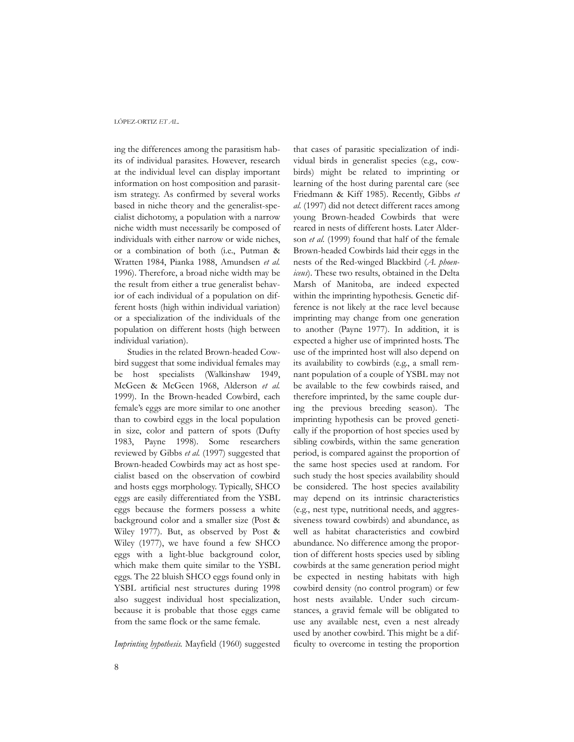ing the differences among the parasitism habits of individual parasites. However, research at the individual level can display important information on host composition and parasitism strategy. As confirmed by several works based in niche theory and the generalist-specialist dichotomy, a population with a narrow niche width must necessarily be composed of individuals with either narrow or wide niches, or a combination of both (i.e., Putman & Wratten 1984, Pianka 1988, Amundsen *et al.* 1996). Therefore, a broad niche width may be the result from either a true generalist behavior of each individual of a population on different hosts (high within individual variation) or a specialization of the individuals of the population on different hosts (high between individual variation).

Studies in the related Brown-headed Cowbird suggest that some individual females may be host specialists (Walkinshaw 1949, McGeen & McGeen 1968, Alderson *et al.* 1999). In the Brown-headed Cowbird, each female's eggs are more similar to one another than to cowbird eggs in the local population in size, color and pattern of spots (Dufty 1983, Payne 1998). Some researchers reviewed by Gibbs *et al.* (1997) suggested that Brown-headed Cowbirds may act as host specialist based on the observation of cowbird and hosts eggs morphology. Typically, SHCO eggs are easily differentiated from the YSBL eggs because the formers possess a white background color and a smaller size (Post & Wiley 1977). But, as observed by Post & Wiley (1977), we have found a few SHCO eggs with a light-blue background color, which make them quite similar to the YSBL eggs. The 22 bluish SHCO eggs found only in YSBL artificial nest structures during 1998 also suggest individual host specialization, because it is probable that those eggs came from the same flock or the same female.

*Imprinting hypothesis.* Mayfield (1960) suggested that cases of parasitic specialization of individual birds in generalist species (e.g., cowbirds) might be related to imprinting or learning of the host during parental care (see Friedmann & Kiff 1985). Recently, Gibbs *et al.* (1997) did not detect different races among young Brown-headed Cowbirds that were reared in nests of different hosts. Later Alderson *et al.* (1999) found that half of the female Brown-headed Cowbirds laid their eggs in the nests of the Red-winged Blackbird (*A. phoeniceus*). These two results, obtained in the Delta Marsh of Manitoba, are indeed expected within the imprinting hypothesis. Genetic difference is not likely at the race level because imprinting may change from one generation to another (Payne 1977). In addition, it is expected a higher use of imprinted hosts. The use of the imprinted host will also depend on its availability to cowbirds (e.g., a small remnant population of a couple of YSBL may not be available to the few cowbirds raised, and therefore imprinted, by the same couple during the previous breeding season). The imprinting hypothesis can be proved genetically if the proportion of host species used by sibling cowbirds, within the same generation period, is compared against the proportion of the same host species used at random. For such study the host species availability should be considered. The host species availability may depend on its intrinsic characteristics (e.g., nest type, nutritional needs, and aggressiveness toward cowbirds) and abundance, as well as habitat characteristics and cowbird abundance. No difference among the proportion of different hosts species used by sibling cowbirds at the same generation period might be expected in nesting habitats with high cowbird density (no control program) or few host nests available. Under such circumstances, a gravid female will be obligated to use any available nest, even a nest already used by another cowbird. This might be a difficulty to overcome in testing the proportion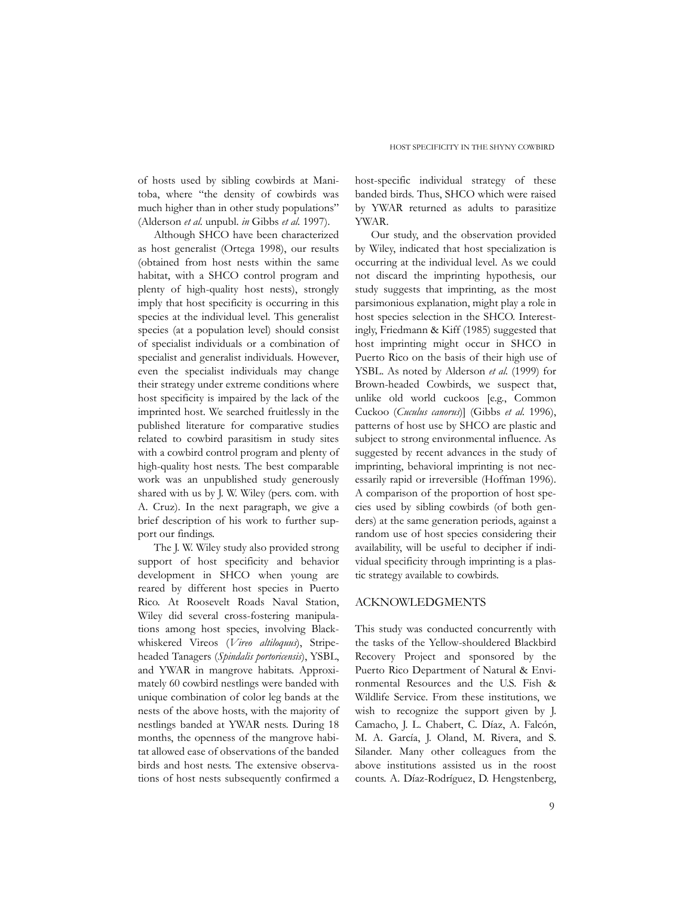of hosts used by sibling cowbirds at Manitoba, where "the density of cowbirds was much higher than in other study populations" (Alderson *et al.* unpubl. *in* Gibbs *et al.* 1997).

Although SHCO have been characterized as host generalist (Ortega 1998), our results (obtained from host nests within the same habitat, with a SHCO control program and plenty of high-quality host nests), strongly imply that host specificity is occurring in this species at the individual level. This generalist species (at a population level) should consist of specialist individuals or a combination of specialist and generalist individuals. However, even the specialist individuals may change their strategy under extreme conditions where host specificity is impaired by the lack of the imprinted host. We searched fruitlessly in the published literature for comparative studies related to cowbird parasitism in study sites with a cowbird control program and plenty of high-quality host nests. The best comparable work was an unpublished study generously shared with us by J. W. Wiley (pers. com. with A. Cruz). In the next paragraph, we give a brief description of his work to further support our findings.

The J. W. Wiley study also provided strong support of host specificity and behavior development in SHCO when young are reared by different host species in Puerto Rico. At Roosevelt Roads Naval Station, Wiley did several cross-fostering manipulations among host species, involving Black-whiskered Vireos (*Vireo altiloquus*), Stripe-headed Tanagers (*Spindalis portoricensis*), YSBL, and YWAR in mangrove habitats. Approximately 60 cowbird nestlings were banded with unique combination of color leg bands at the nests of the above hosts, with the majority of nestlings banded at YWAR nests. During 18 months, the openness of the mangrove habitat allowed ease of observations of the banded birds and host nests. The extensive observations of host nests subsequently confirmed a host-specific individual strategy of these banded birds. Thus, SHCO which were raised by YWAR returned as adults to parasitize YWAR.

Our study, and the observation provided by Wiley, indicated that host specialization is occurring at the individual level. As we could not discard the imprinting hypothesis, our study suggests that imprinting, as the most parsimonious explanation, might play a role in host species selection in the SHCO. Interestingly, Friedmann & Kiff (1985) suggested that host imprinting might occur in SHCO in Puerto Rico on the basis of their high use of YSBL. As noted by Alderson *et al.* (1999) for Brown-headed Cowbirds, we suspect that, unlike old world cuckoos [e.g., Common Cuckoo (*Cuculus canorus*)] (Gibbs *et al.* 1996), patterns of host use by SHCO are plastic and subject to strong environmental influence. As suggested by recent advances in the study of imprinting, behavioral imprinting is not necessarily rapid or irreversible (Hoffman 1996). A comparison of the proportion of host species used by sibling cowbirds (of both genders) at the same generation periods, against a random use of host species considering their availability, will be useful to decipher if individual specificity through imprinting is a plastic strategy available to cowbirds.

## ACKNOWLEDGMENTS

This study was conducted concurrently with the tasks of the Yellow-shouldered Blackbird Recovery Project and sponsored by the Puerto Rico Department of Natural & Environmental Resources and the U.S. Fish & Wildlife Service. From these institutions, we wish to recognize the support given by J. Camacho, J. L. Chabert, C. Díaz, A. Falcón, M. A. García, J. Oland, M. Rivera, and S. Silander. Many other colleagues from the above institutions assisted us in the roost counts. A. Díaz-Rodríguez, D. Hengstenberg,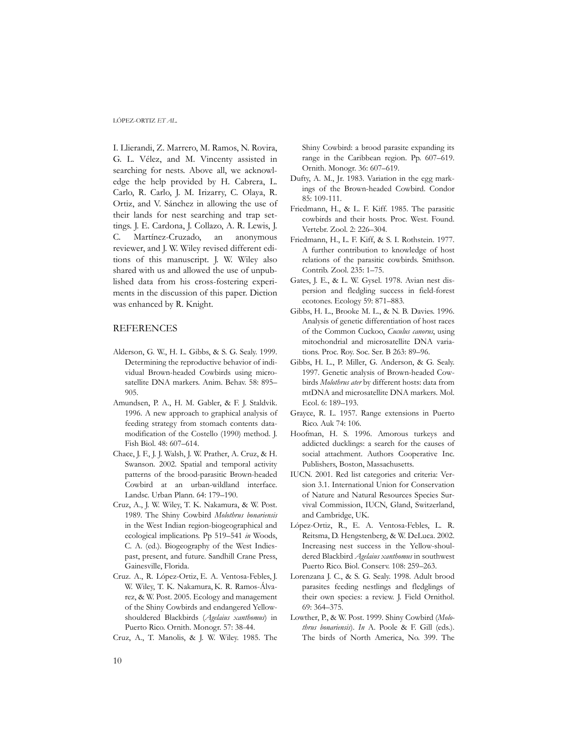I. Llierandi, Z. Marrero, M. Ramos, N. Rovira, G. L. Vélez, and M. Vincenty assisted in searching for nests. Above all, we acknowledge the help provided by H. Cabrera, L. Carlo, R. Carlo, J. M. Irizarry, C. Olaya, R. Ortiz, and V. Sánchez in allowing the use of their lands for nest searching and trap settings. J. E. Cardona, J. Collazo, A. R. Lewis, J. C. Martínez-Cruzado, an anonymous reviewer, and J. W. Wiley revised different editions of this manuscript. J. W. Wiley also shared with us and allowed the use of unpublished data from his cross-fostering experiments in the discussion of this paper. Diction was enhanced by R. Knight.

## REFERENCES

Alderson, G. W., H. L. Gibbs, & S. G. Sealy. 1999. Determining the reproductive behavior of individual Brown-headed Cowbirds using microsatellite DNA markers. Anim. Behav. 58: 895–905.

Amundsen, P. A., H. M. Gabler, & F. J. Staldvik. 1996. A new approach to graphical analysis of feeding strategy from stomach contents data-modification of the Costello (1990) method. J. Fish Biol. 48: 607–614.

Chace, J. F., J. J. Walsh, J. W. Prather, A. Cruz, & H. Swanson. 2002. Spatial and temporal activity patterns of the brood-parasitic Brown-headed Cowbird at an urban-wildland interface. Landsc. Urban Plann. 64: 179–190.

Cruz, A., J. W. Wiley, T. K. Nakamura, & W. Post. 1989. The Shiny Cowbird *Molothrus bonariensis* in the West Indian region-biogeographical and ecological implications. Pp 519–541 *in* Woods, C. A. (ed.). Biogeography of the West Indies-past, present, and future. Sandhill Crane Press, Gainesville, Florida.

Cruz. A., R. López-Ortiz, E. A. Ventosa-Febles, J. W. Wiley, T. K. Nakamura, K. R. Ramos-Álvarez, & W. Post. 2005. Ecology and management of the Shiny Cowbirds and endangered Yellow-shouldered Blackbirds (*Agelaius xanthomus*) in Puerto Rico. Ornith. Monogr. 57: 38-44.

Cruz, A., T. Manolis, & J. W. Wiley. 1985. The Shiny Cowbird: a brood parasite expanding its range in the Caribbean region. Pp. 607–619. Ornith. Monogr. 36: 607–619.

Dufty, A. M., Jr. 1983. Variation in the egg markings of the Brown-headed Cowbird. Condor 85: 109-111.

Friedmann, H., & L. F. Kiff. 1985. The parasitic cowbirds and their hosts. Proc. West. Found. Vertebr. Zool. 2: 226–304.

Friedmann, H., L. F. Kiff, & S. I. Rothstein. 1977. A further contribution to knowledge of host relations of the parasitic cowbirds. Smithson. Contrib. Zool. 235: 1–75.

Gates, J. E., & L. W. Gysel. 1978. Avian nest dispersion and fledgling success in field-forest ecotones. Ecology 59: 871–883.

Gibbs, H. L., Brooke M. L., & N. B. Davies. 1996. Analysis of genetic differentiation of host races of the Common Cuckoo, *Cuculus canorus*, using mitochondrial and microsatellite DNA variations. Proc. Roy. Soc. Ser. B 263: 89–96.

Gibbs, H. L., P. Miller, G. Anderson, & G. Sealy. 1997. Genetic analysis of Brown-headed Cowbirds *Molothrus ater* by different hosts: data from mtDNA and microsatellite DNA markers. Mol. Ecol. 6: 189–193.

Grayce, R. L. 1957. Range extensions in Puerto Rico. Auk 74: 106.

Hoofman, H. S. 1996. Amorous turkeys and addicted ducklings: a search for the causes of social attachment. Authors Cooperative Inc. Publishers, Boston, Massachusetts.

IUCN. 2001. Red list categories and criteria: Version 3.1. International Union for Conservation of Nature and Natural Resources Species Survival Commission, IUCN, Gland, Switzerland, and Cambridge, UK.

López-Ortiz, R., E. A. Ventosa-Febles, L. R. Reitsma, D. Hengstenberg, & W. DeLuca. 2002. Increasing nest success in the Yellow-shouldered Blackbird *Agelaius xanthomus* in southwest Puerto Rico. Biol. Conserv. 108: 259–263.

Lorenzana J. C., & S. G. Sealy. 1998. Adult brood parasites feeding nestlings and fledglings of their own species: a review. J. Field Ornithol. 69: 364–375.

Lowther, P., & W. Post. 1999. Shiny Cowbird (*Molothrus bonariensis*). *In* A. Poole & F. Gill (eds.). The birds of North America, No. 399. The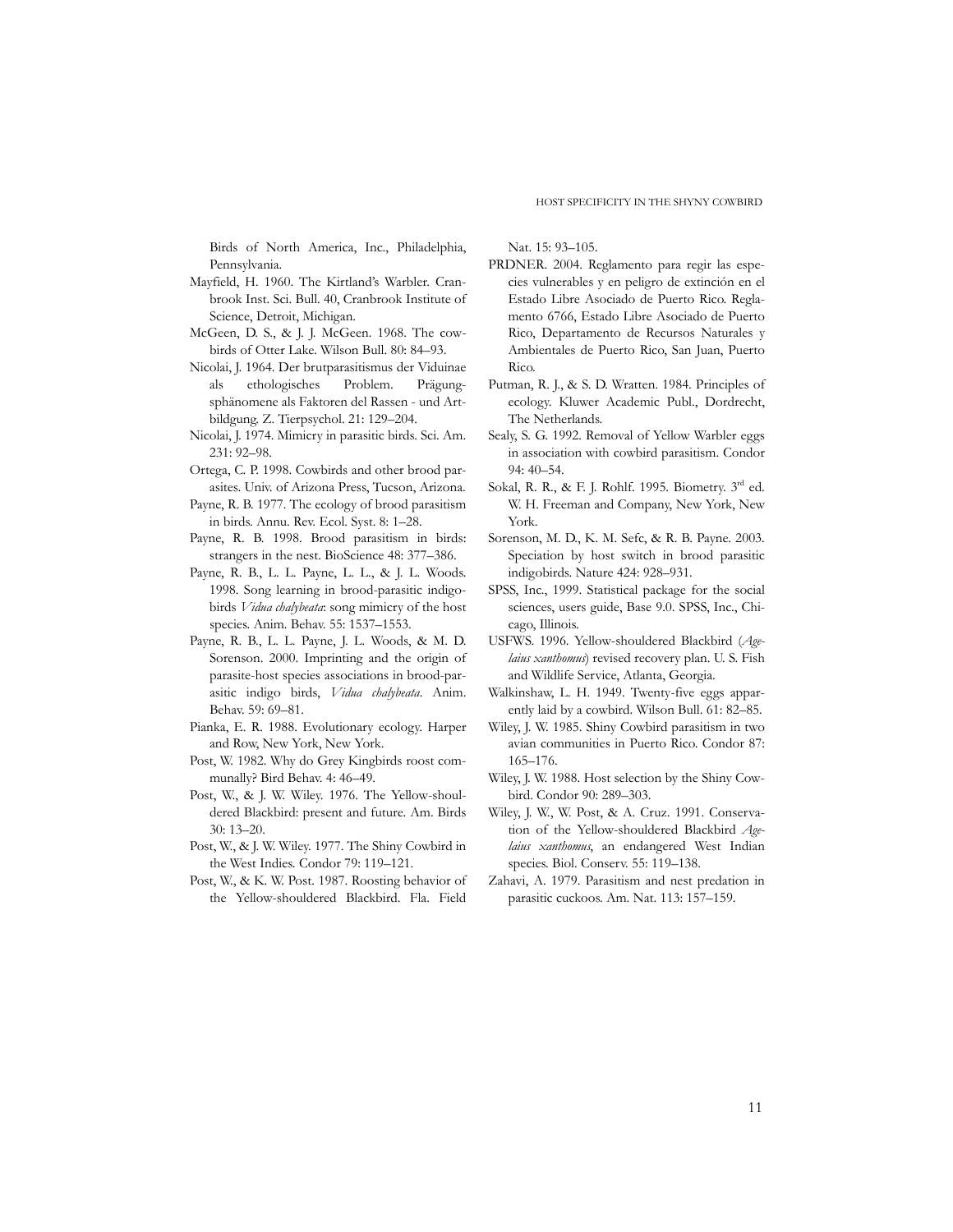Birds of North America, Inc., Philadelphia, Pennsylvania.

Mayfield, H. 1960. The Kirtland's Warbler. Cranbrook Inst. Sci. Bull. 40, Cranbrook Institute of Science, Detroit, Michigan.

McGeen, D. S., & J. J. McGeen. 1968. The cowbirds of Otter Lake. Wilson Bull. 80: 84–93.

Nicolai, J. 1964. Der brutparasitismus der Viduinae als ethologisches Problem. Prägungsphänomene als Faktoren del Rassen - und Artbildgung. Z. Tierpsychol. 21: 129–204.

Nicolai, J. 1974. Mimicry in parasitic birds. Sci. Am. 231: 92–98.

Ortega, C. P. 1998. Cowbirds and other brood parasites. Univ. of Arizona Press, Tucson, Arizona.

Payne, R. B. 1977. The ecology of brood parasitism in birds. Annu. Rev. Ecol. Syst. 8: 1–28.

Payne, R. B. 1998. Brood parasitism in birds: strangers in the nest. BioScience 48: 377–386.

Payne, R. B., L. L. Payne, L. L., & J. L. Woods. 1998. Song learning in brood-parasitic indigobirds *Vidua chalybeata*: song mimicry of the host species. Anim. Behav. 55: 1537–1553.

Payne, R. B., L. L. Payne, J. L. Woods, & M. D. Sorenson. 2000. Imprinting and the origin of parasite-host species associations in brood-parasitic indigo birds, *Vidua chalybeata*. Anim. Behav. 59: 69–81.

Pianka, E. R. 1988. Evolutionary ecology. Harper and Row, New York, New York.

Post, W. 1982. Why do Grey Kingbirds roost communally? Bird Behav. 4: 46–49.

Post, W., & J. W. Wiley. 1976. The Yellow-shouldered Blackbird: present and future. Am. Birds 30: 13–20.

Post, W., & J. W. Wiley. 1977. The Shiny Cowbird in the West Indies. Condor 79: 119–121.

Post, W., & K. W. Post. 1987. Roosting behavior of the Yellow-shouldered Blackbird. Fla. Field Nat. 15: 93–105.

PRDNER. 2004. Reglamento para regir las especies vulnerables y en peligro de extinción en el Estado Libre Asociado de Puerto Rico. Reglamento 6766, Estado Libre Asociado de Puerto Rico, Departamento de Recursos Naturales y Ambientales de Puerto Rico, San Juan, Puerto Rico.

Putman, R. J., & S. D. Wratten. 1984. Principles of ecology. Kluwer Academic Publ., Dordrecht, The Netherlands.

Sealy, S. G. 1992. Removal of Yellow Warbler eggs in association with cowbird parasitism. Condor 94: 40–54.

Sokal, R. R., & F. J. Rohlf. 1995. Biometry. 3rd ed. W. H. Freeman and Company, New York, New York.

Sorenson, M. D., K. M. Sefc, & R. B. Payne. 2003. Speciation by host switch in brood parasitic indigobirds. Nature 424: 928–931.

SPSS, Inc., 1999. Statistical package for the social sciences, users guide, Base 9.0. SPSS, Inc., Chicago, Illinois.

USFWS. 1996. Yellow-shouldered Blackbird (*Agelaius xanthomus*) revised recovery plan. U. S. Fish and Wildlife Service, Atlanta, Georgia.

Walkinshaw, L. H. 1949. Twenty-five eggs apparently laid by a cowbird. Wilson Bull. 61: 82–85.

Wiley, J. W. 1985. Shiny Cowbird parasitism in two avian communities in Puerto Rico. Condor 87: 165–176.

Wiley, J. W. 1988. Host selection by the Shiny Cowbird. Condor 90: 289–303.

Wiley, J. W., W. Post, & A. Cruz. 1991. Conservation of the Yellow-shouldered Blackbird *Agelaius xanthomus*, an endangered West Indian species. Biol. Conserv. 55: 119–138.

Zahavi, A. 1979. Parasitism and nest predation in parasitic cuckoos. Am. Nat. 113: 157–159.